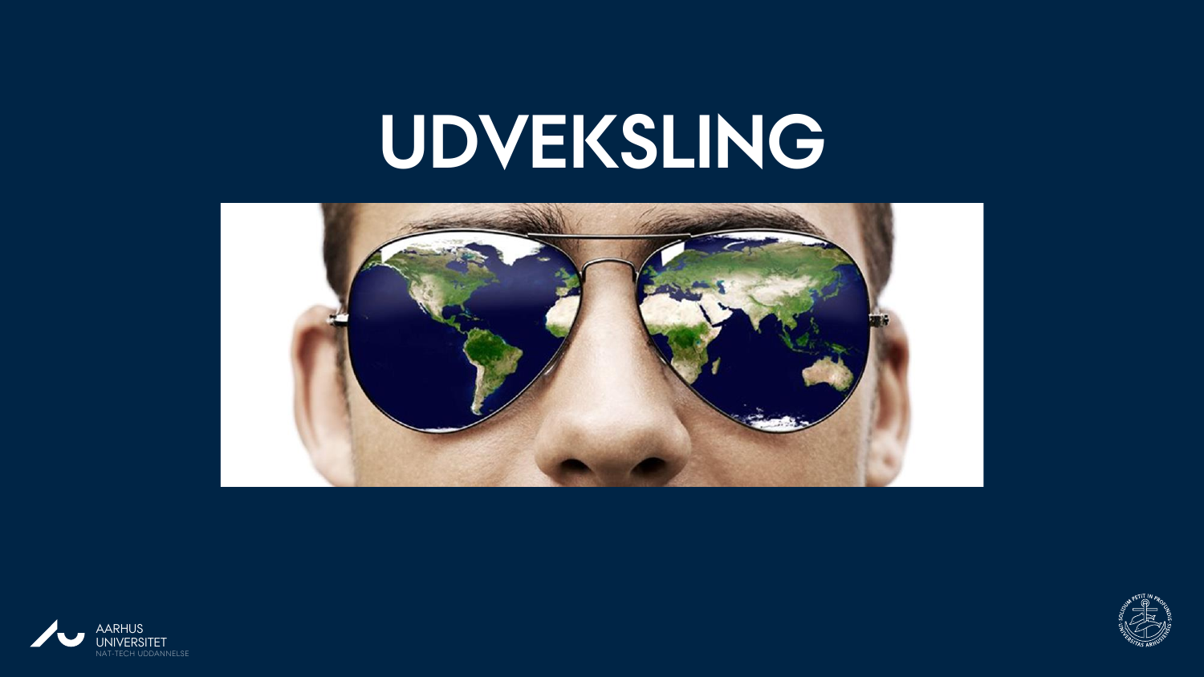# UDVEKSLING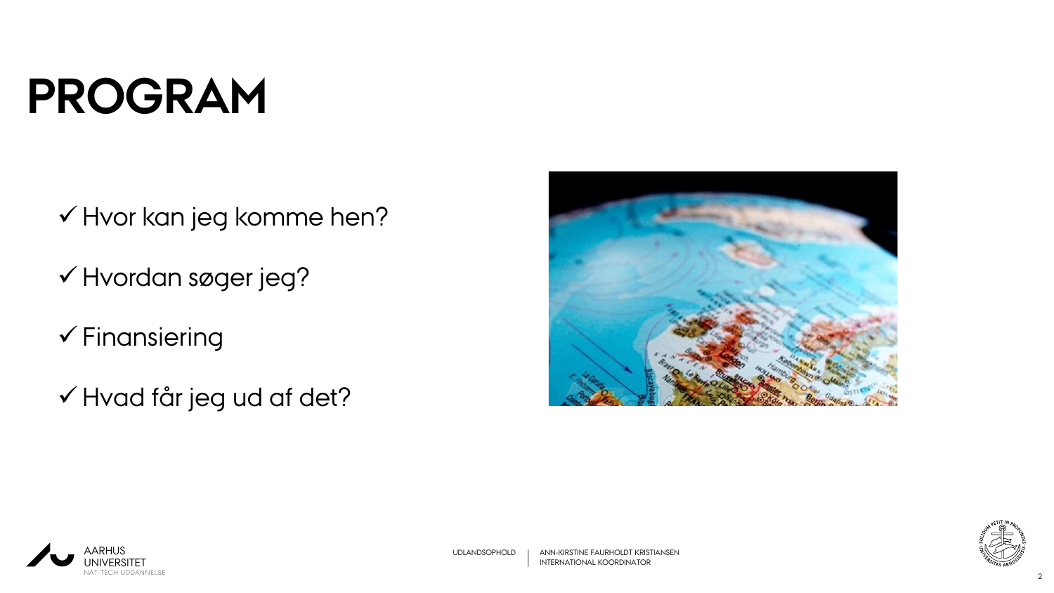# PROGRAM

- ✓ Hvor kan jeg komme hen?
- ✓ Hvordan søger jeg?
- ✓ Finansiering
- ✓ Hvad får jeg ud af det?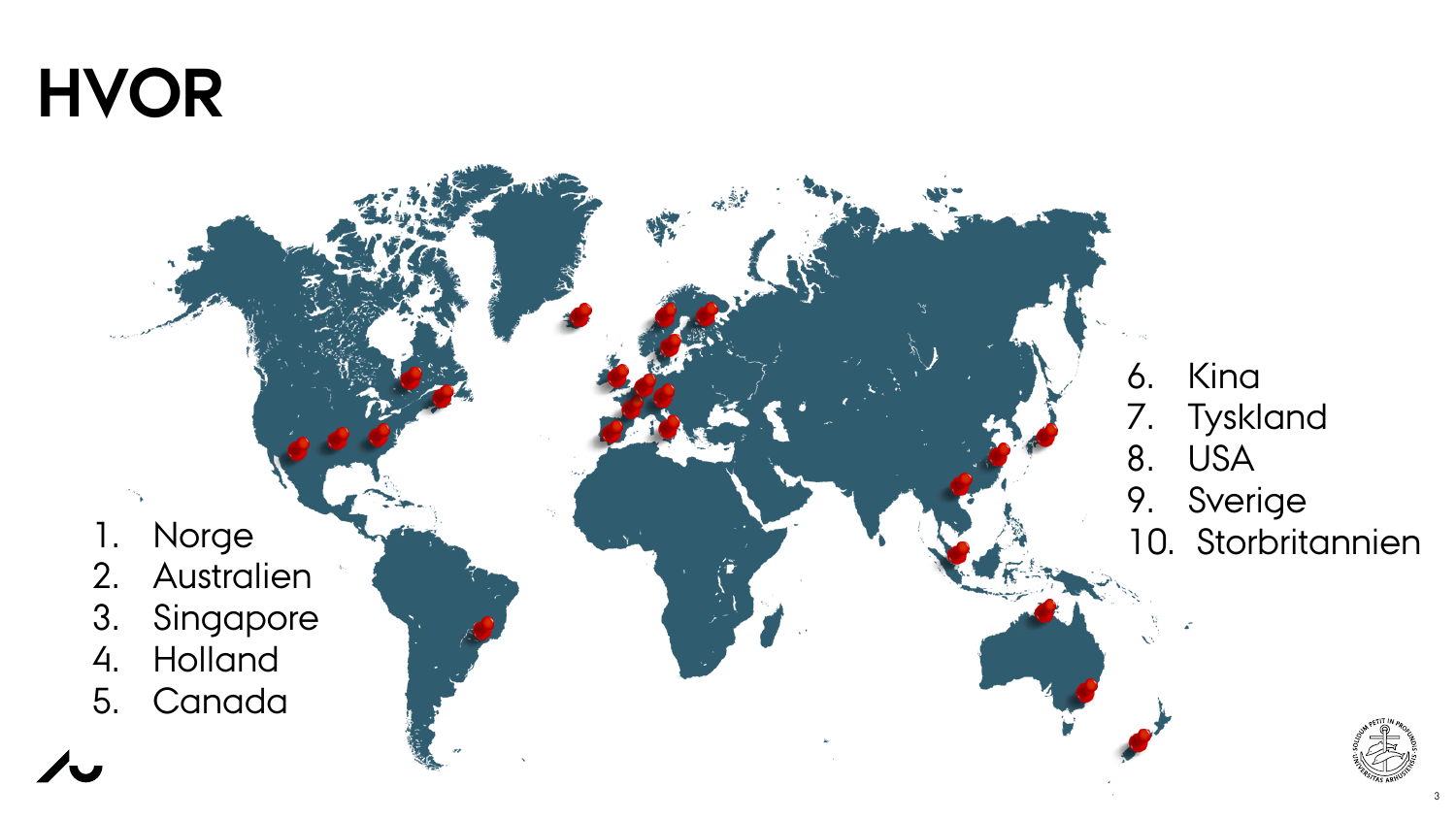# HVOR

1. Norge
2. Australien
3. Singapore
4. Holland
5. Canada
6. Kina
7. Tyskland
8. USA
9. Sverige
10. Storbritannien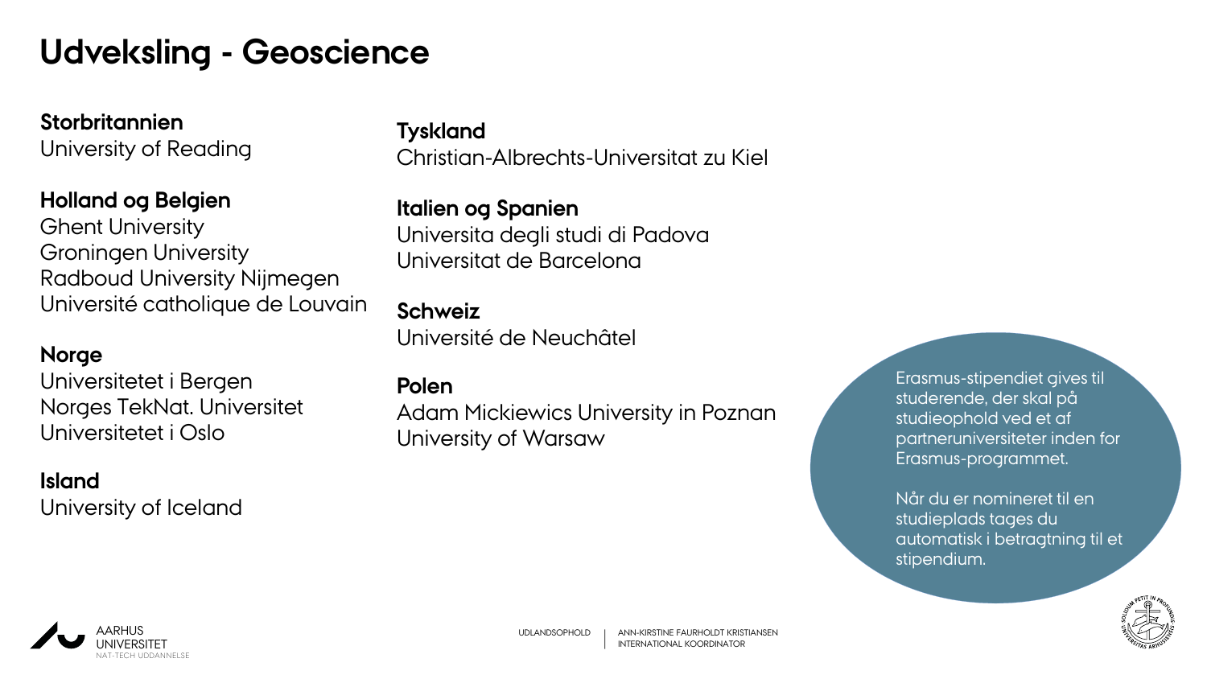# Udveksling - Geoscience

**Storbritannien**
University of Reading

**Holland og Belgien**
Ghent University
Groningen University
Radboud University Nijmegen
Université catholique de Louvain

**Norge**
Universitetet i Bergen
Norges TekNat. Universitet
Universitetet i Oslo

**Island**
University of Iceland

**Tyskland**
Christian-Albrechts-Universitat zu Kiel

**Italien og Spanien**
Universita degli studi di Padova
Universitat de Barcelona

**Schweiz**
Université de Neuchâtel

**Polen**
Adam Mickiewics University in Poznan
University of Warsaw

Erasmus-stipendiet gives til studerende, der skal på studieophold ved et af partneruniversiteter inden for Erasmus-programmet.

Når du er nomineret til en studieplads tages du automatisk i betragtning til et stipendium.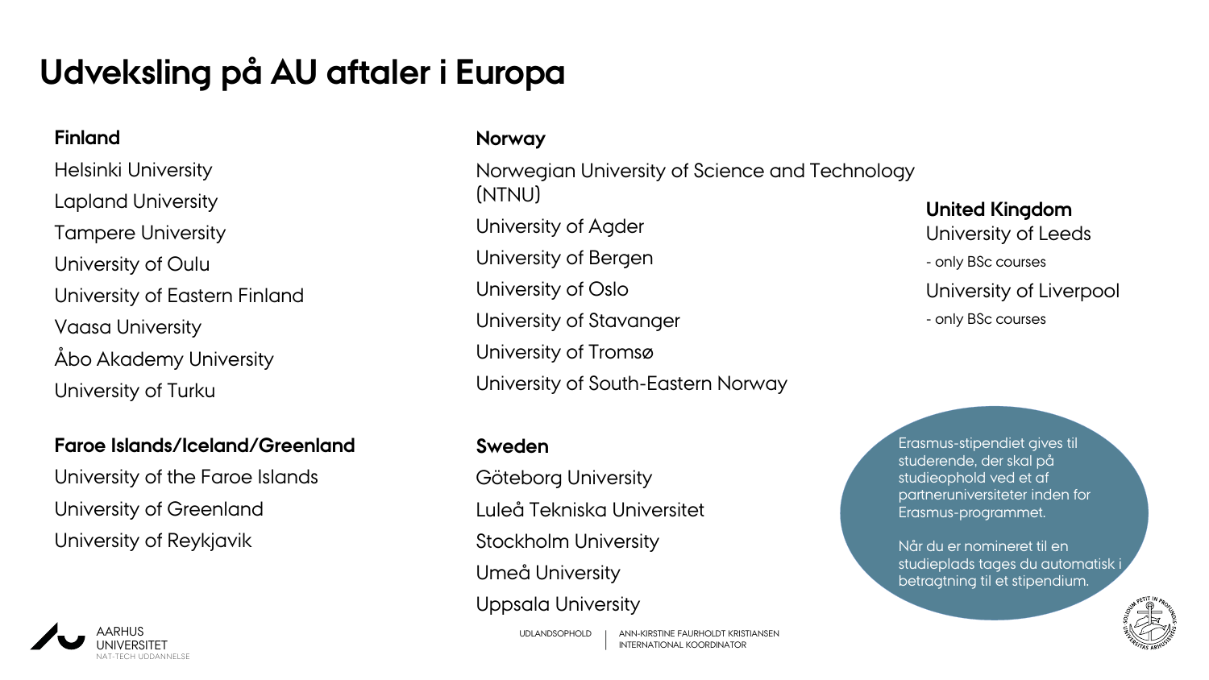# Udveksling på AU aftaler i Europa

**Finland**

Helsinki University

Lapland University

Tampere University

University of Oulu

University of Eastern Finland

Vaasa University

Åbo Akademy University

University of Turku

**Faroe Islands/Iceland/Greenland**

University of the Faroe Islands

University of Greenland

University of Reykjavik

**Norway**

Norwegian University of Science and Technology (NTNU)

University of Agder

University of Bergen

University of Oslo

University of Stavanger

University of Tromsø

University of South-Eastern Norway

**Sweden**

Göteborg University

Luleå Tekniska Universitet

Stockholm University

Umeå University

Uppsala University

**United Kingdom**

University of Leeds

- only BSc courses

University of Liverpool

- only BSc courses

Erasmus-stipendiet gives til studerende, der skal på studieophold ved et af partneruniversiteter inden for Erasmus-programmet.

Når du er nomineret til en studieplads tages du automatisk i betragtning til et stipendium.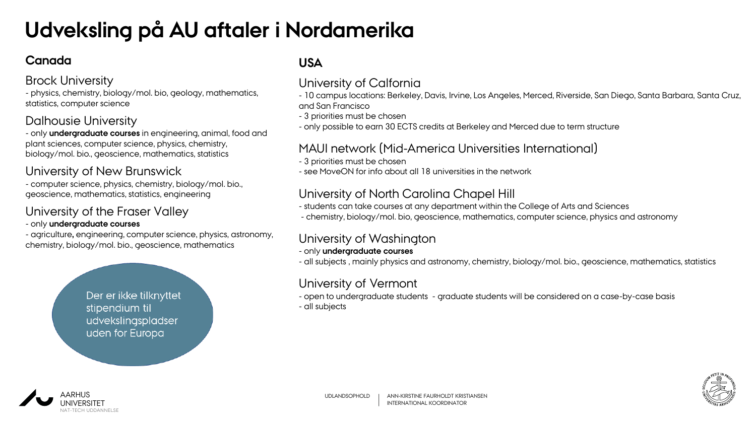# Udveksling på AU aftaler i Nordamerika

## Canada

### Brock University

- physics, chemistry, biology/mol. bio, geology, mathematics, statistics, computer science

### Dalhousie University

- only **undergraduate courses** in engineering, animal, food and plant sciences, computer science, physics, chemistry, biology/mol. bio., geoscience, mathematics, statistics

### University of New Brunswick

- computer science, physics, chemistry, biology/mol. bio., geoscience, mathematics, statistics, engineering

### University of the Fraser Valley

- only **undergraduate courses**
- agriculture**,** engineering, computer science, physics, astronomy, chemistry, biology/mol. bio., geoscience, mathematics

Der er ikke tilknyttet stipendium til udvekslingspladser uden for Europa

## USA

### University of Calfornia

- 10 campus locations: Berkeley, Davis, Irvine, Los Angeles, Merced, Riverside, San Diego, Santa Barbara, Santa Cruz, and San Francisco
- 3 priorities must be chosen
- only possible to earn 30 ECTS credits at Berkeley and Merced due to term structure

### MAUI network (Mid-America Universities International)

- 3 priorities must be chosen
- see MoveON for info about all 18 universities in the network

### University of North Carolina Chapel Hill

- students can take courses at any department within the College of Arts and Sciences
- chemistry, biology/mol. bio, geoscience, mathematics, computer science, physics and astronomy

### University of Washington

- only **undergraduate courses**
- all subjects , mainly physics and astronomy, chemistry, biology/mol. bio., geoscience, mathematics, statistics

### University of Vermont

- open to undergraduate students - graduate students will be considered on a case-by-case basis
- all subjects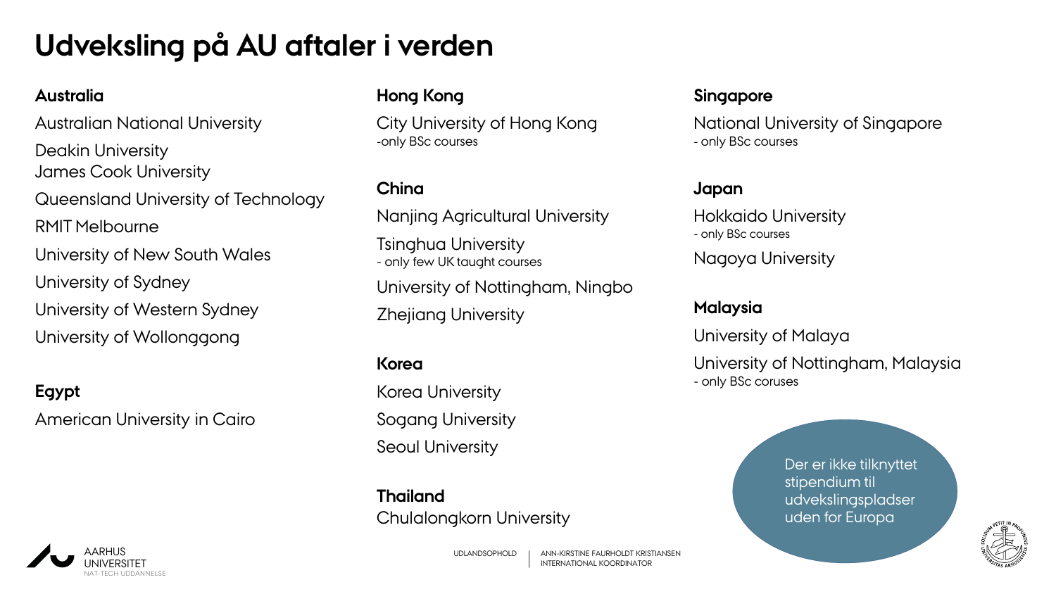# Udveksling på AU aftaler i verden

**Australia**

Australian National University

Deakin University

James Cook University

Queensland University of Technology

RMIT Melbourne

University of New South Wales

University of Sydney

University of Western Sydney

University of Wollonggong

**Egypt**

American University in Cairo

**Hong Kong**

City University of Hong Kong
-only BSc courses

**China**

Nanjing Agricultural University

Tsinghua University
- only few UK taught courses

University of Nottingham, Ningbo

Zhejiang University

**Korea**

Korea University

Sogang University

Seoul University

**Thailand**

Chulalongkorn University

**Singapore**

National University of Singapore
- only BSc courses

**Japan**

Hokkaido University
- only BSc courses

Nagoya University

**Malaysia**

University of Malaya

University of Nottingham, Malaysia
- only BSc coruses

Der er ikke tilknyttet stipendium til udvekslingspladser uden for Europa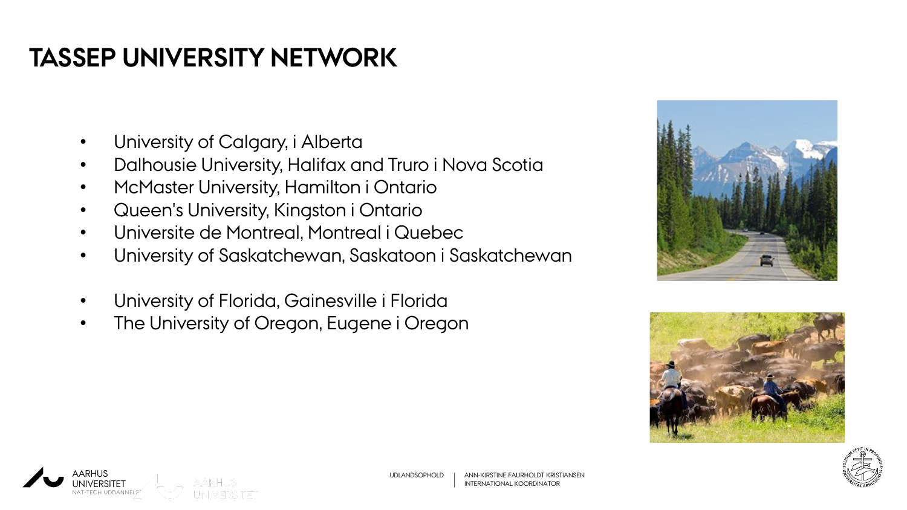# TASSEP UNIVERSITY NETWORK

- University of Calgary, i Alberta
- Dalhousie University, Halifax and Truro i Nova Scotia
- McMaster University, Hamilton i Ontario
- Queen's University, Kingston i Ontario
- Universite de Montreal, Montreal i Quebec
- University of Saskatchewan, Saskatoon i Saskatchewan

- University of Florida, Gainesville i Florida
- The University of Oregon, Eugene i Oregon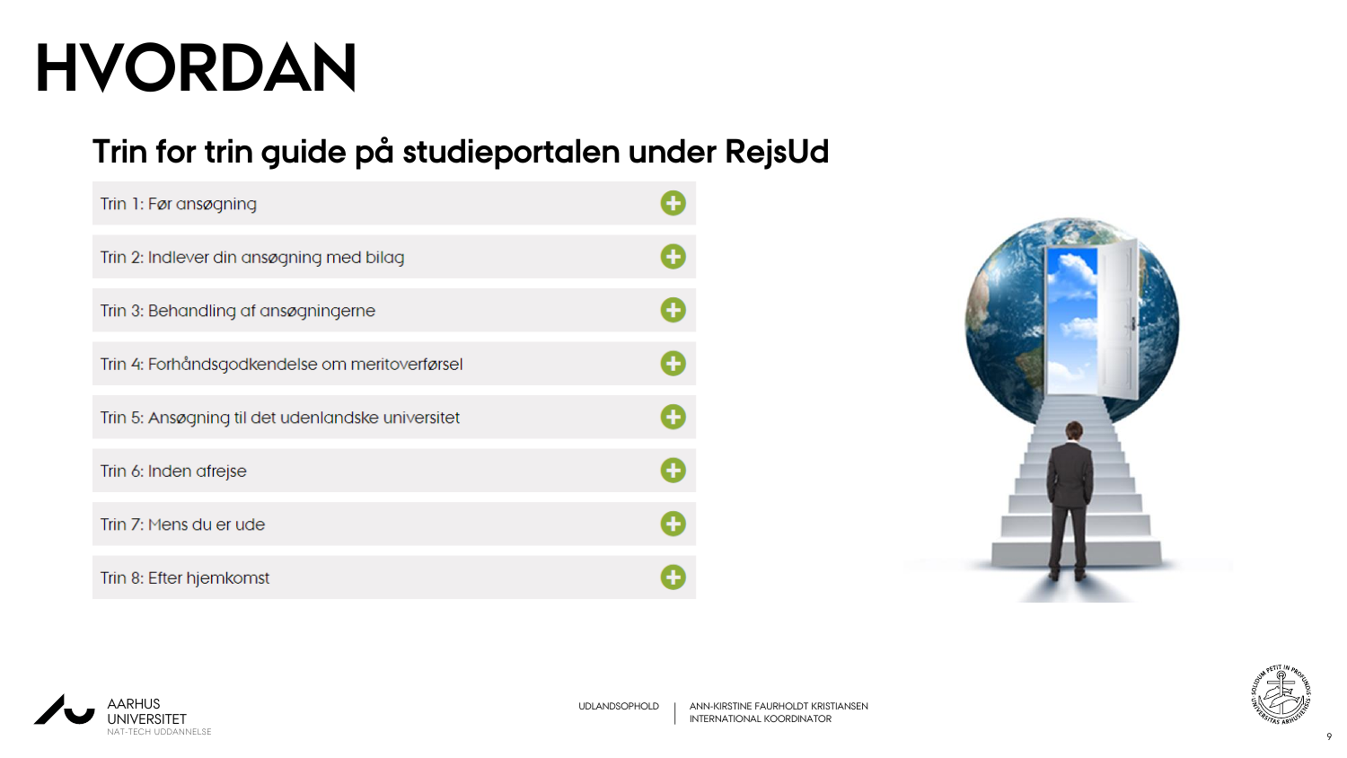# HVORDAN

## Trin for trin guide på studieportalen under RejsUd

- Trin 1: Før ansøgning
- Trin 2: Indlever din ansøgning med bilag
- Trin 3: Behandling af ansøgningerne
- Trin 4: Forhåndsgodkendelse om meritoverførsel
- Trin 5: Ansøgning til det udenlandske universitet
- Trin 6: Inden afrejse
- Trin 7: Mens du er ude
- Trin 8: Efter hjemkomst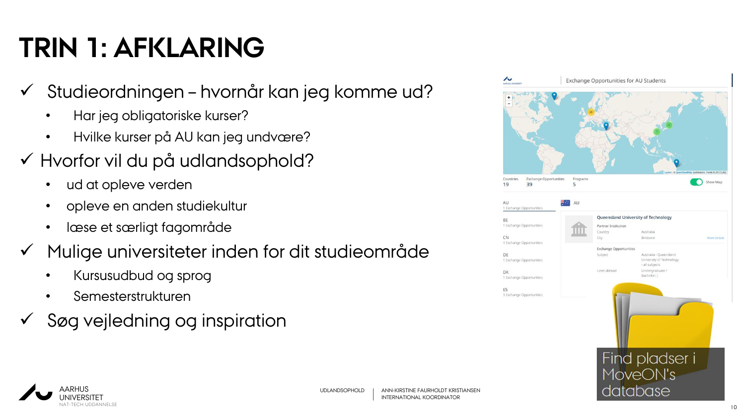# TRIN 1: AFKLARING

- ✓ Studieordningen – hvornår kan jeg komme ud?
  - Har jeg obligatoriske kurser?
  - Hvilke kurser på AU kan jeg undvære?
- ✓ Hvorfor vil du på udlandsophold?
  - ud at opleve verden
  - opleve en anden studiekultur
  - læse et særligt fagområde
- ✓ Mulige universiteter inden for dit studieområde
  - Kursusudbud og sprog
  - Semesterstrukturen
- ✓ Søg vejledning og inspiration

Find pladser i MoveON's database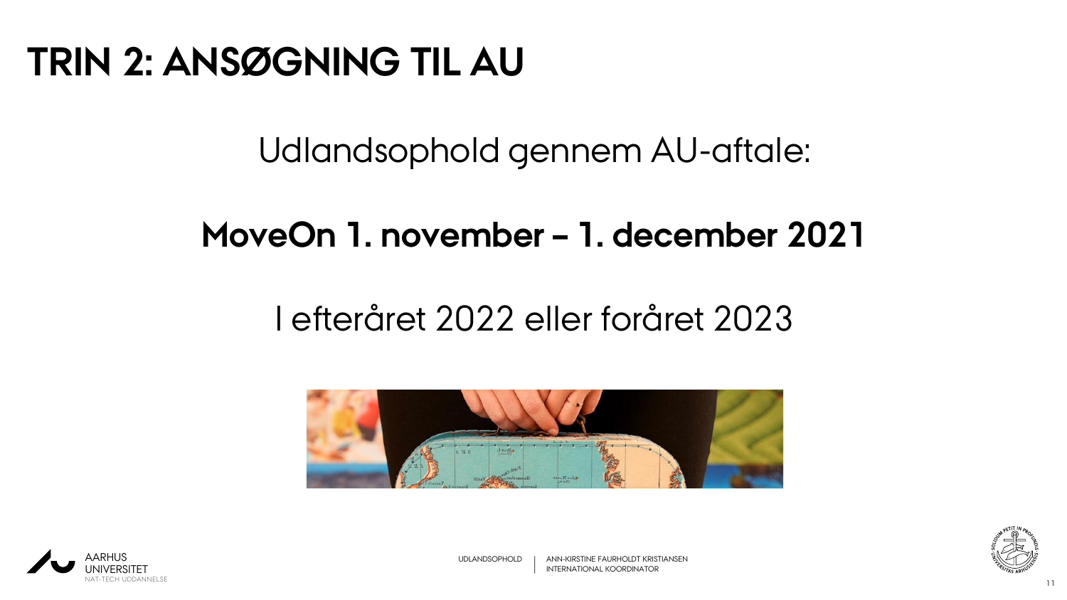# TRIN 2: ANSØGNING TIL AU

Udlandsophold gennem AU-aftale:

**MoveOn 1. november – 1. december 2021**

I efteråret 2022 eller foråret 2023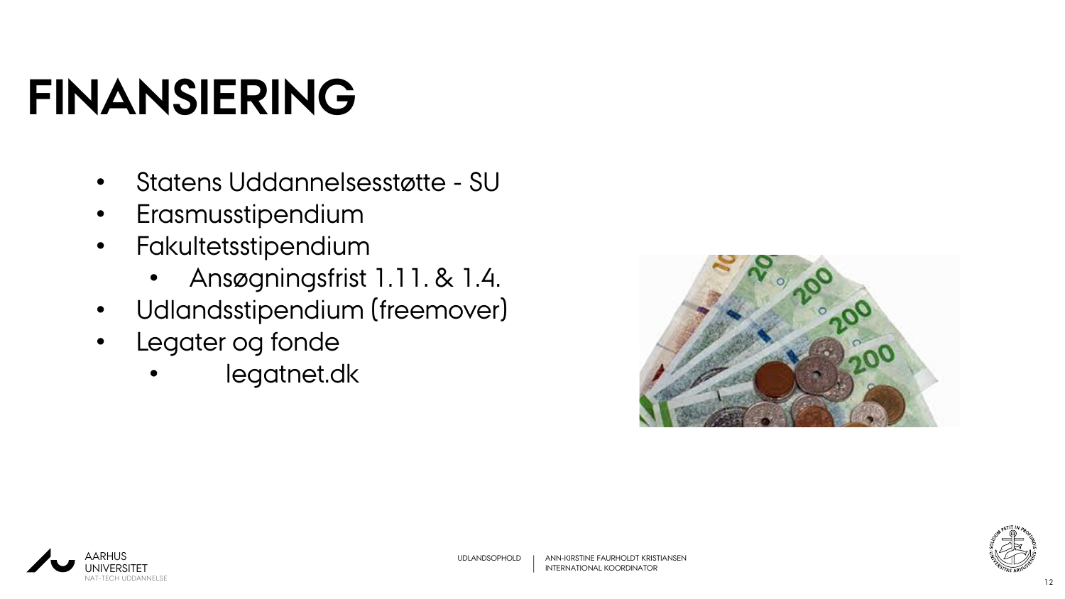# FINANSIERING

- Statens Uddannelsesstøtte - SU
- Erasmusstipendium
- Fakultetsstipendium
  - Ansøgningsfrist 1.11. & 1.4.
- Udlandsstipendium (freemover)
- Legater og fonde
  - legatnet.dk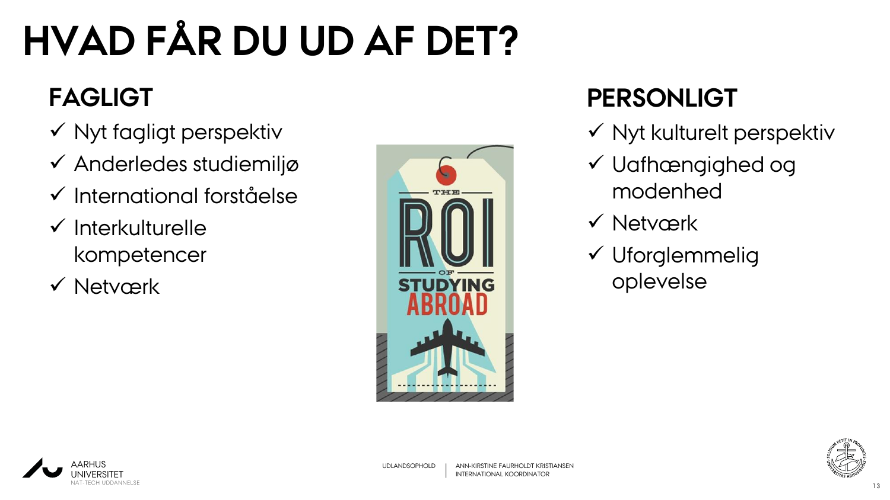# HVAD FÅR DU UD AF DET?

## FAGLIGT

- ✓ Nyt fagligt perspektiv
- ✓ Anderledes studiemiljø
- ✓ International forståelse
- ✓ Interkulturelle kompetencer
- ✓ Netværk

## PERSONLIGT

- ✓ Nyt kulturelt perspektiv
- ✓ Uafhængighed og modenhed
- ✓ Netværk
- ✓ Uforglemmelig oplevelse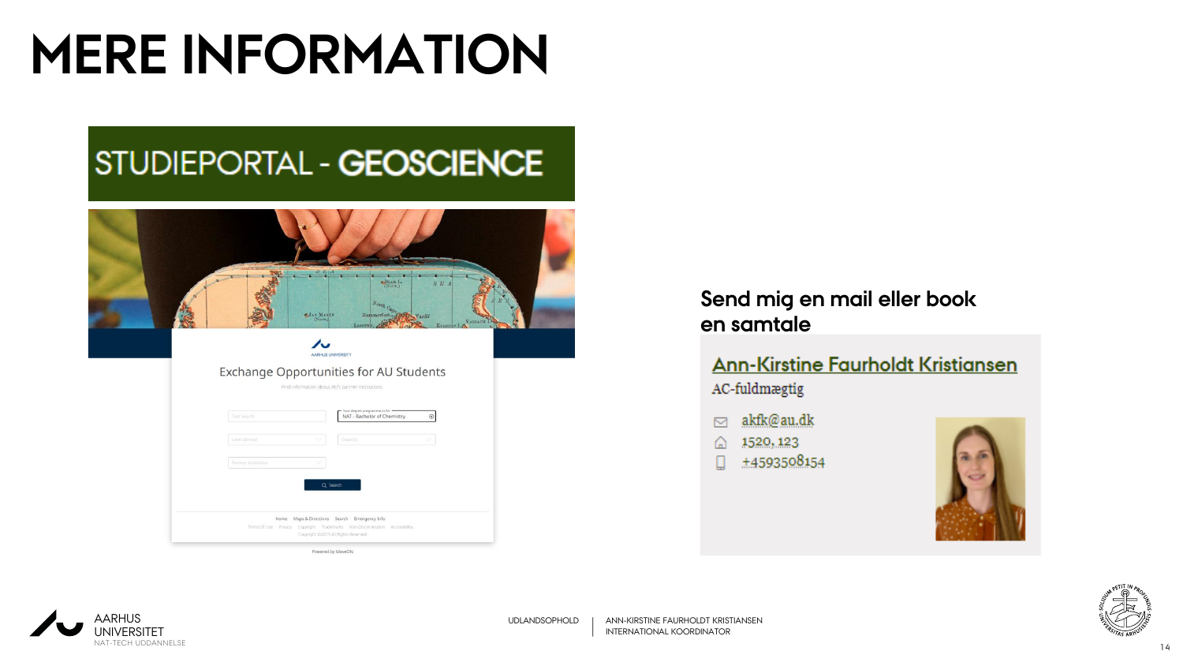# MERE INFORMATION

STUDIEPORTAL - **GEOSCIENCE**

Exchange Opportunities for AU Students

Send mig en mail eller book en samtale

**Ann-Kirstine Faurholdt Kristiansen**

AC-fuldmægtig

akfk@au.dk

1520, 123

+4593508154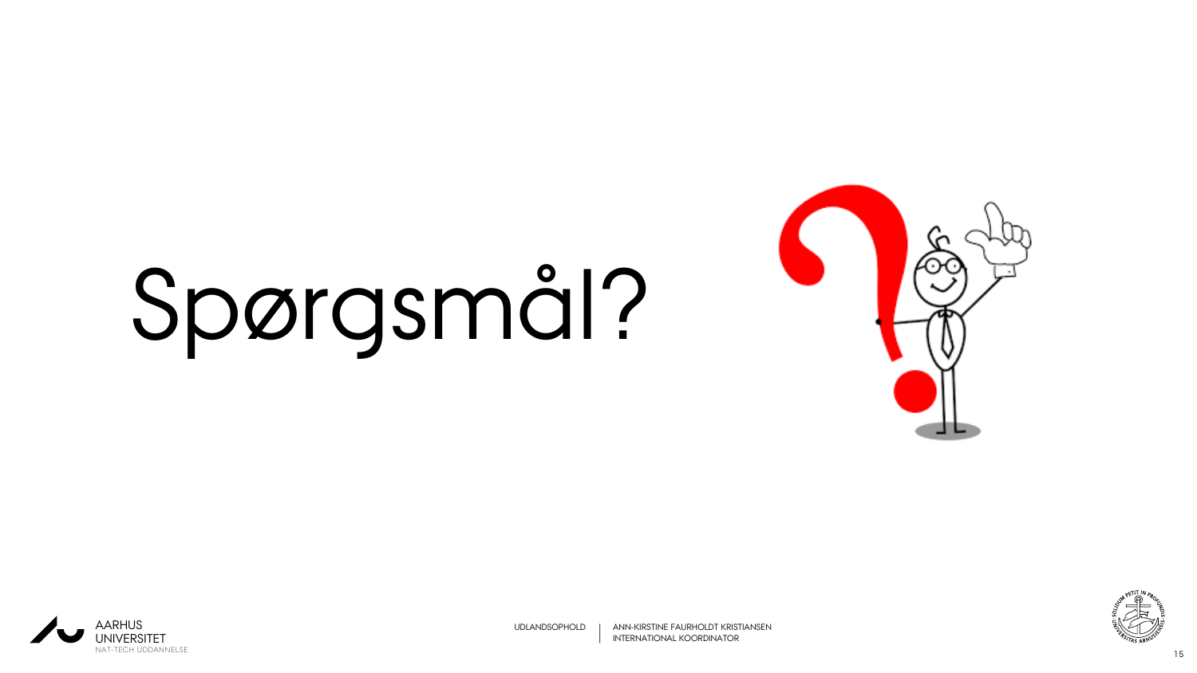# Spørgsmål?